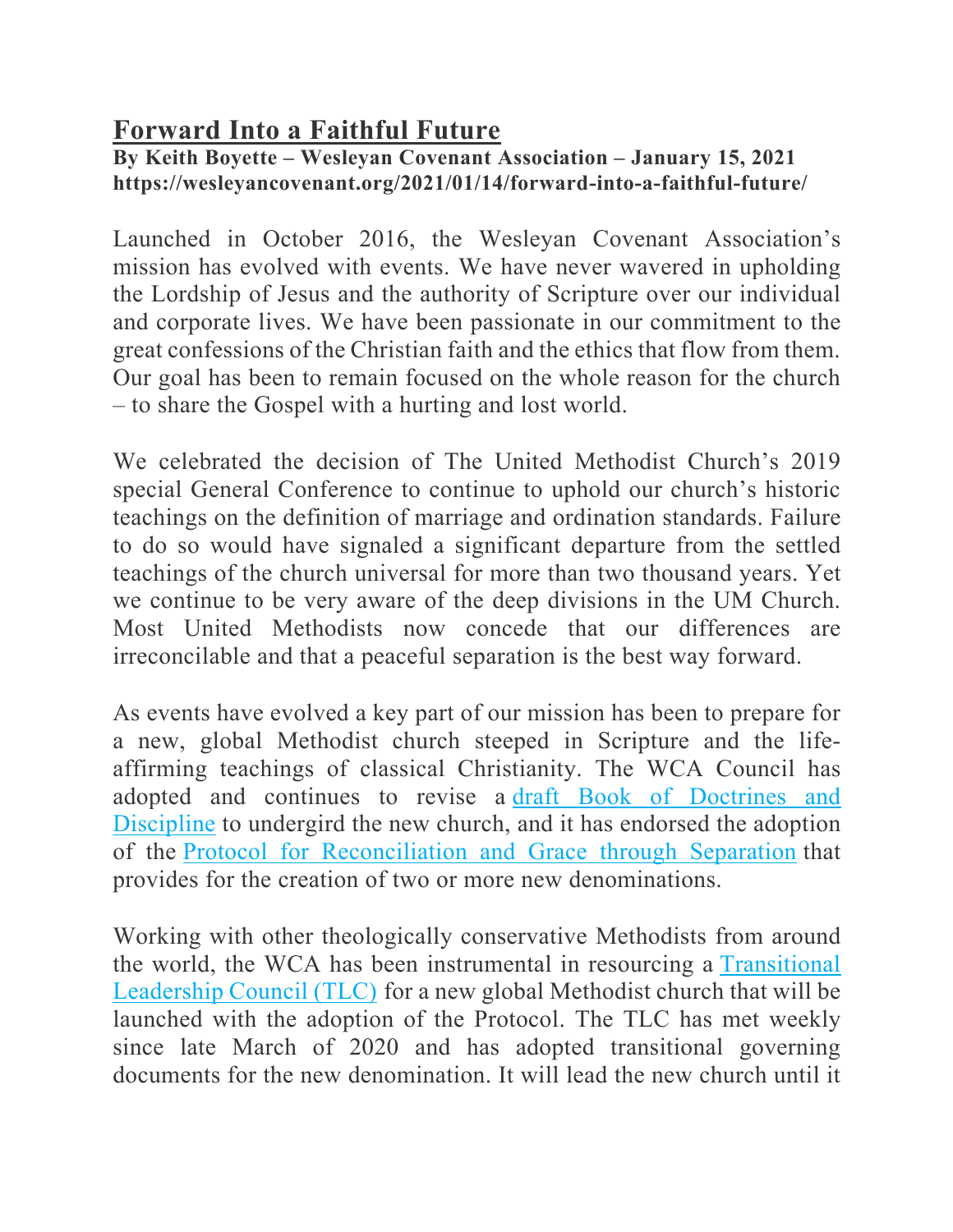# Forward Into a Faithful Future

**By Keith Boyette – Wesleyan Covenant Association – January 15, 2021**
**https://wesleyancovenant.org/2021/01/14/forward-into-a-faithful-future/**

Launched in October 2016, the Wesleyan Covenant Association's mission has evolved with events. We have never wavered in upholding the Lordship of Jesus and the authority of Scripture over our individual and corporate lives. We have been passionate in our commitment to the great confessions of the Christian faith and the ethics that flow from them. Our goal has been to remain focused on the whole reason for the church – to share the Gospel with a hurting and lost world.

We celebrated the decision of The United Methodist Church's 2019 special General Conference to continue to uphold our church's historic teachings on the definition of marriage and ordination standards. Failure to do so would have signaled a significant departure from the settled teachings of the church universal for more than two thousand years. Yet we continue to be very aware of the deep divisions in the UM Church. Most United Methodists now concede that our differences are irreconcilable and that a peaceful separation is the best way forward.

As events have evolved a key part of our mission has been to prepare for a new, global Methodist church steeped in Scripture and the life-affirming teachings of classical Christianity. The WCA Council has adopted and continues to revise a draft Book of Doctrines and Discipline to undergird the new church, and it has endorsed the adoption of the Protocol for Reconciliation and Grace through Separation that provides for the creation of two or more new denominations.

Working with other theologically conservative Methodists from around the world, the WCA has been instrumental in resourcing a Transitional Leadership Council (TLC) for a new global Methodist church that will be launched with the adoption of the Protocol. The TLC has met weekly since late March of 2020 and has adopted transitional governing documents for the new denomination. It will lead the new church until it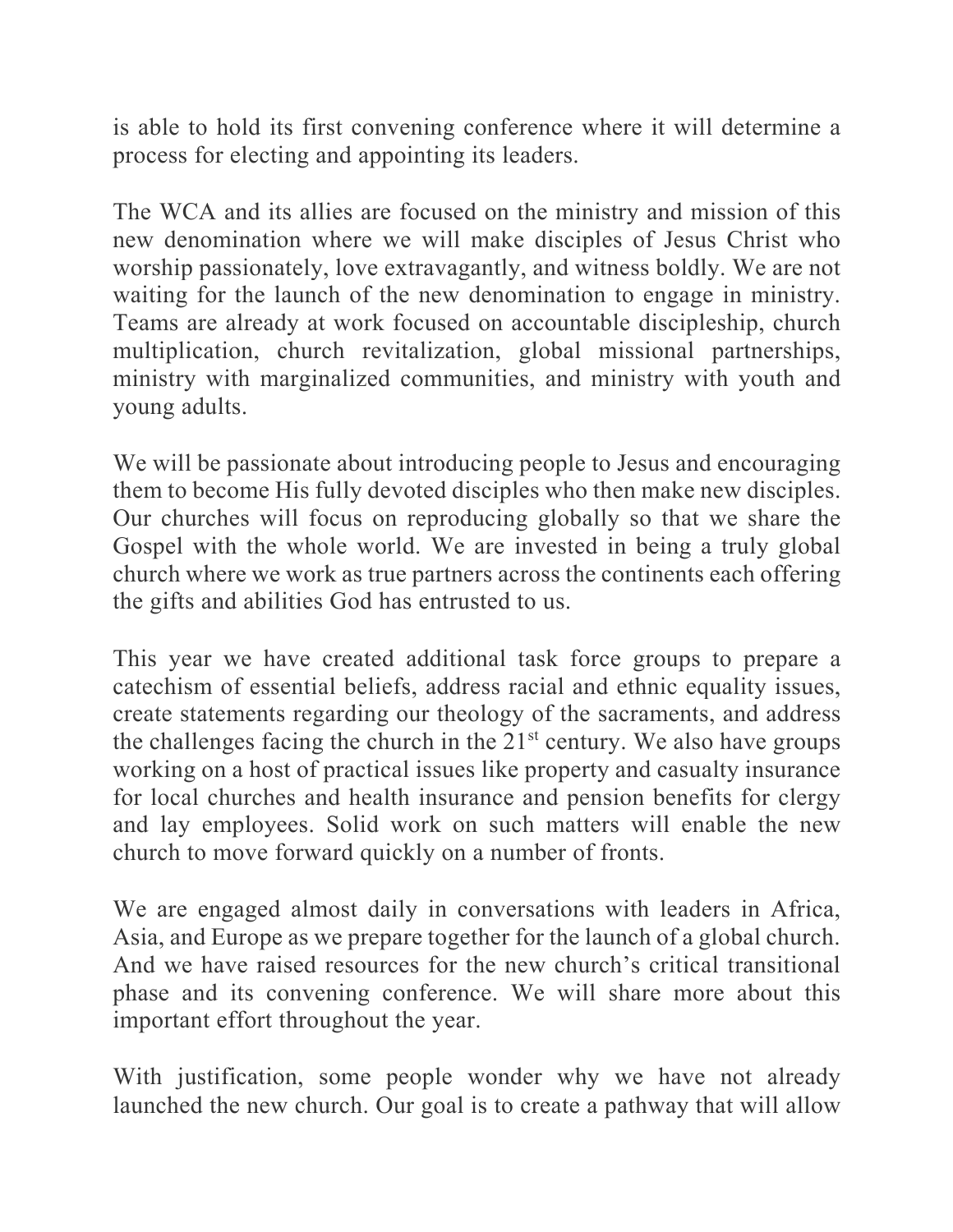is able to hold its first convening conference where it will determine a process for electing and appointing its leaders.

The WCA and its allies are focused on the ministry and mission of this new denomination where we will make disciples of Jesus Christ who worship passionately, love extravagantly, and witness boldly. We are not waiting for the launch of the new denomination to engage in ministry. Teams are already at work focused on accountable discipleship, church multiplication, church revitalization, global missional partnerships, ministry with marginalized communities, and ministry with youth and young adults.

We will be passionate about introducing people to Jesus and encouraging them to become His fully devoted disciples who then make new disciples. Our churches will focus on reproducing globally so that we share the Gospel with the whole world. We are invested in being a truly global church where we work as true partners across the continents each offering the gifts and abilities God has entrusted to us.

This year we have created additional task force groups to prepare a catechism of essential beliefs, address racial and ethnic equality issues, create statements regarding our theology of the sacraments, and address the challenges facing the church in the 21st century. We also have groups working on a host of practical issues like property and casualty insurance for local churches and health insurance and pension benefits for clergy and lay employees. Solid work on such matters will enable the new church to move forward quickly on a number of fronts.

We are engaged almost daily in conversations with leaders in Africa, Asia, and Europe as we prepare together for the launch of a global church. And we have raised resources for the new church's critical transitional phase and its convening conference. We will share more about this important effort throughout the year.

With justification, some people wonder why we have not already launched the new church. Our goal is to create a pathway that will allow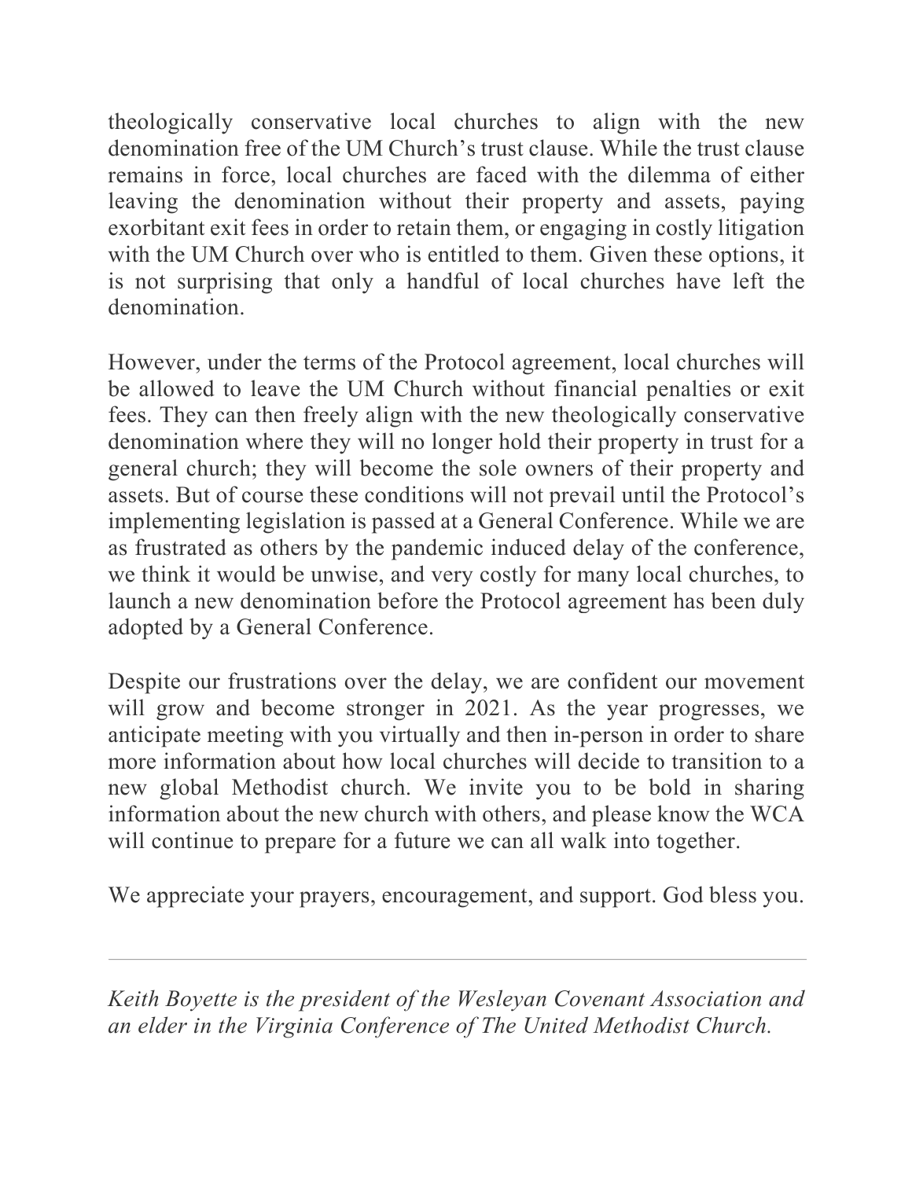theologically conservative local churches to align with the new denomination free of the UM Church's trust clause. While the trust clause remains in force, local churches are faced with the dilemma of either leaving the denomination without their property and assets, paying exorbitant exit fees in order to retain them, or engaging in costly litigation with the UM Church over who is entitled to them. Given these options, it is not surprising that only a handful of local churches have left the denomination.

However, under the terms of the Protocol agreement, local churches will be allowed to leave the UM Church without financial penalties or exit fees. They can then freely align with the new theologically conservative denomination where they will no longer hold their property in trust for a general church; they will become the sole owners of their property and assets. But of course these conditions will not prevail until the Protocol's implementing legislation is passed at a General Conference. While we are as frustrated as others by the pandemic induced delay of the conference, we think it would be unwise, and very costly for many local churches, to launch a new denomination before the Protocol agreement has been duly adopted by a General Conference.

Despite our frustrations over the delay, we are confident our movement will grow and become stronger in 2021. As the year progresses, we anticipate meeting with you virtually and then in-person in order to share more information about how local churches will decide to transition to a new global Methodist church. We invite you to be bold in sharing information about the new church with others, and please know the WCA will continue to prepare for a future we can all walk into together.

We appreciate your prayers, encouragement, and support. God bless you.

---

*Keith Boyette is the president of the Wesleyan Covenant Association and an elder in the Virginia Conference of The United Methodist Church.*